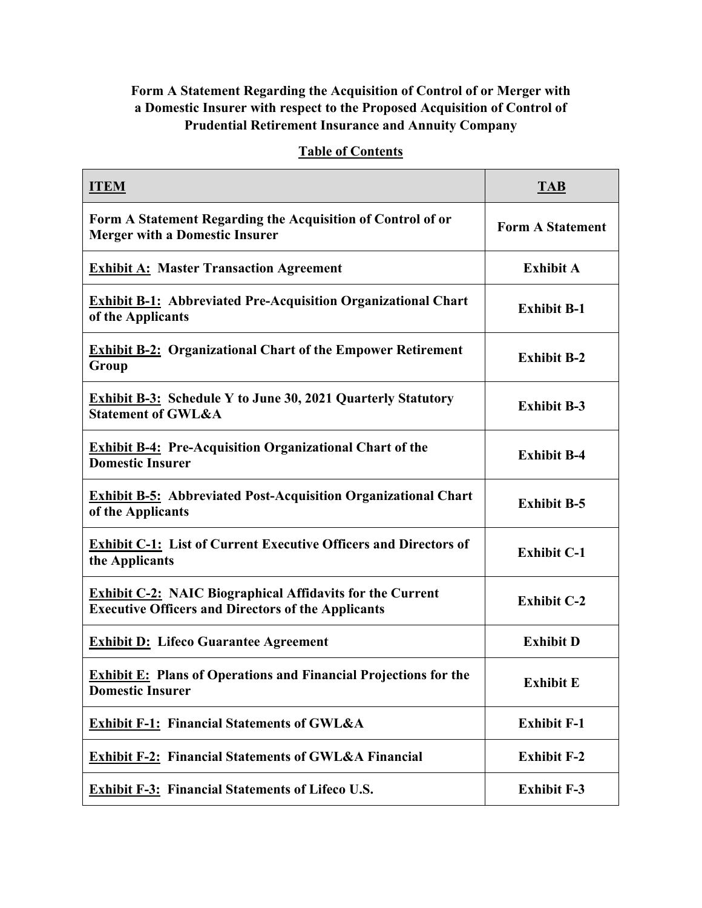**Form A Statement Regarding the Acquisition of Control of or Merger with a Domestic Insurer with respect to the Proposed Acquisition of Control of Prudential Retirement Insurance and Annuity Company**

**Table of Contents**

| **ITEM** | **TAB** |
| --- | --- |
| **Form A Statement Regarding the Acquisition of Control of or Merger with a Domestic Insurer** | **Form A Statement** |
| **Exhibit A: Master Transaction Agreement** | **Exhibit A** |
| **Exhibit B-1: Abbreviated Pre-Acquisition Organizational Chart of the Applicants** | **Exhibit B-1** |
| **Exhibit B-2: Organizational Chart of the Empower Retirement Group** | **Exhibit B-2** |
| **Exhibit B-3: Schedule Y to June 30, 2021 Quarterly Statutory Statement of GWL&A** | **Exhibit B-3** |
| **Exhibit B-4: Pre-Acquisition Organizational Chart of the Domestic Insurer** | **Exhibit B-4** |
| **Exhibit B-5: Abbreviated Post-Acquisition Organizational Chart of the Applicants** | **Exhibit B-5** |
| **Exhibit C-1: List of Current Executive Officers and Directors of the Applicants** | **Exhibit C-1** |
| **Exhibit C-2: NAIC Biographical Affidavits for the Current Executive Officers and Directors of the Applicants** | **Exhibit C-2** |
| **Exhibit D: Lifeco Guarantee Agreement** | **Exhibit D** |
| **Exhibit E: Plans of Operations and Financial Projections for the Domestic Insurer** | **Exhibit E** |
| **Exhibit F-1: Financial Statements of GWL&A** | **Exhibit F-1** |
| **Exhibit F-2: Financial Statements of GWL&A Financial** | **Exhibit F-2** |
| **Exhibit F-3: Financial Statements of Lifeco U.S.** | **Exhibit F-3** |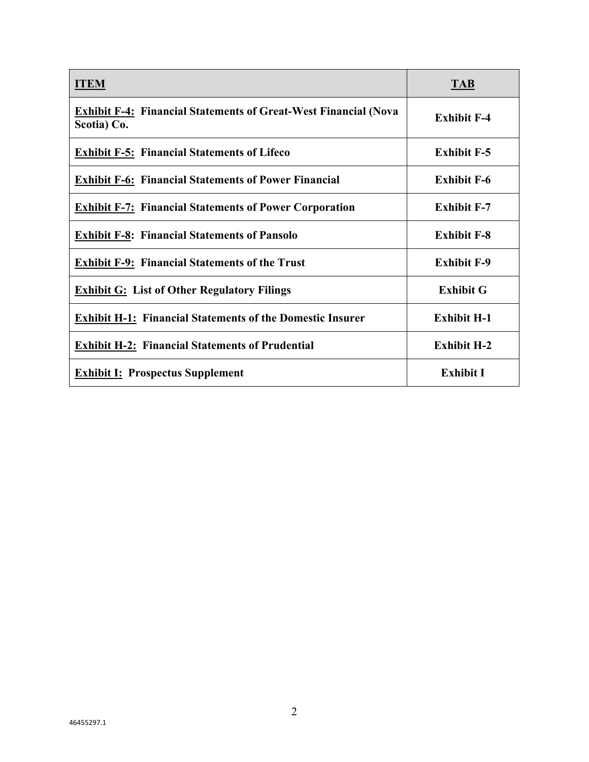| ITEM | TAB |
| --- | --- |
| **Exhibit F-4: Financial Statements of Great-West Financial (Nova Scotia) Co.** | **Exhibit F-4** |
| **Exhibit F-5: Financial Statements of Lifeco** | **Exhibit F-5** |
| **Exhibit F-6: Financial Statements of Power Financial** | **Exhibit F-6** |
| **Exhibit F-7: Financial Statements of Power Corporation** | **Exhibit F-7** |
| **Exhibit F-8: Financial Statements of Pansolo** | **Exhibit F-8** |
| **Exhibit F-9: Financial Statements of the Trust** | **Exhibit F-9** |
| **Exhibit G: List of Other Regulatory Filings** | **Exhibit G** |
| **Exhibit H-1: Financial Statements of the Domestic Insurer** | **Exhibit H-1** |
| **Exhibit H-2: Financial Statements of Prudential** | **Exhibit H-2** |
| **Exhibit I: Prospectus Supplement** | **Exhibit I** |

46455297.1